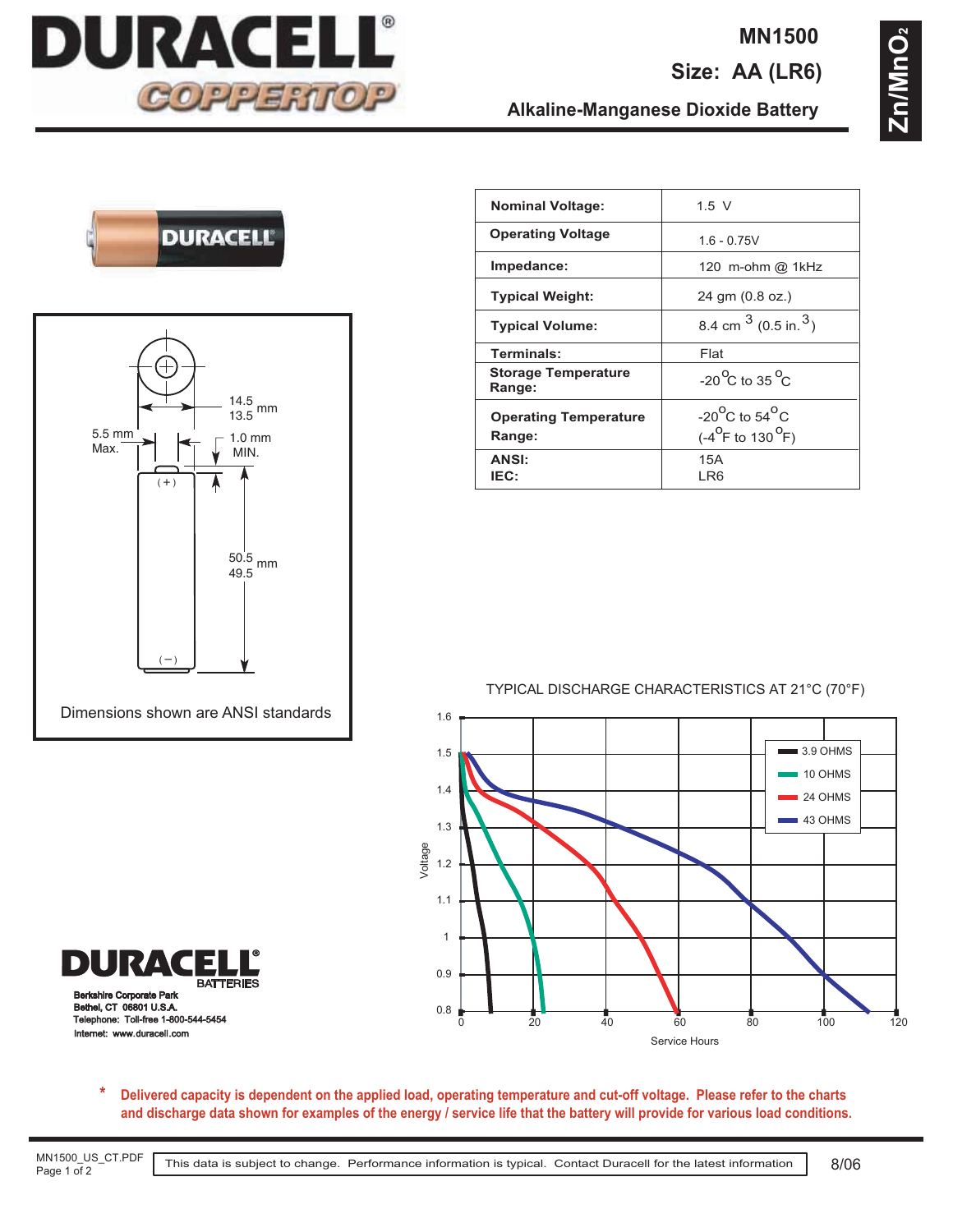# DURACELL COPPERTOP

## MN1500

## Size: AA (LR6)

## Alkaline-Manganese Dioxide Battery

$Zn/MnO_2$

| | |
|---|---|
| **Nominal Voltage:** | 1.5 V |
| **Operating Voltage** | 1.6 - 0.75V |
| **Impedance:** | 120 m-ohm @ 1kHz |
| **Typical Weight:** | 24 gm (0.8 oz.) |
| **Typical Volume:** | 8.4 cm $^3$ (0.5 in.$^3$) |
| **Terminals:** | Flat |
| **Storage Temperature Range:** | -20 $^o$C to 35 $^o$C |
| **Operating Temperature Range:** | -20$^o$C to 54$^o$C (-4$^o$F to 130 $^o$F) |
| **ANSI:** **IEC:** | 15A LR6 |

Dimensions: 14.5 / 13.5 mm diameter; 5.5 mm Max.; 1.0 mm MIN.; 50.5 / 49.5 mm length; (+) / (−)

Dimensions shown are ANSI standards

TYPICAL DISCHARGE CHARACTERISTICS AT 21°C (70°F)

Legend: 3.9 OHMS, 10 OHMS, 24 OHMS, 43 OHMS

Voltage (0.8 – 1.6) vs. Service Hours (0 – 120)

**DURACELL® BATTERIES**
Berkshire Corporate Park
Bethel, CT 06801 U.S.A.
Telephone: Toll-free 1-800-544-5454
Internet: www.duracell.com

\* **Delivered capacity is dependent on the applied load, operating temperature and cut-off voltage. Please refer to the charts and discharge data shown for examples of the energy / service life that the battery will provide for various load conditions.**

MN1500_US_CT.PDF

This data is subject to change. Performance information is typical. Contact Duracell for the latest information

8/06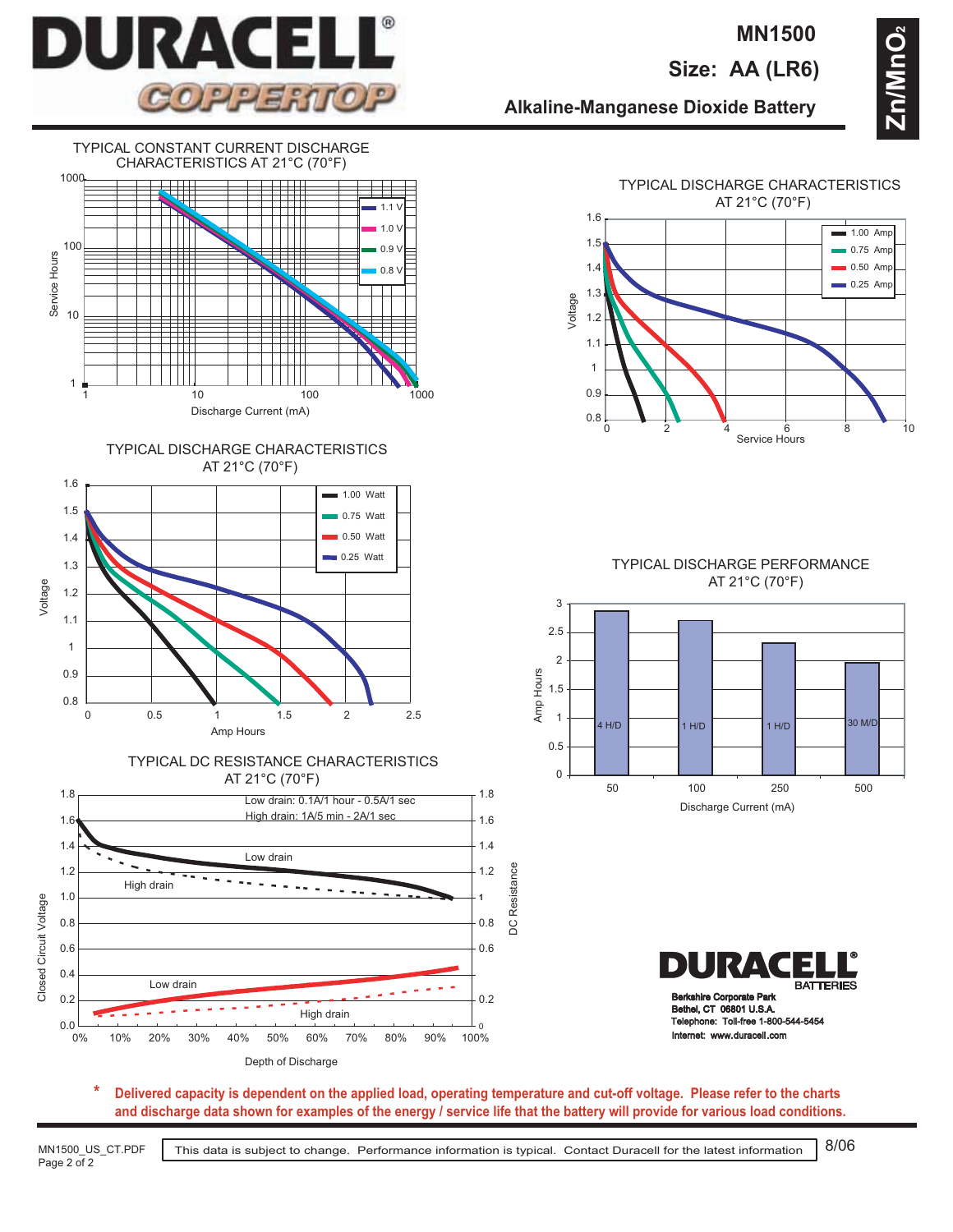# DURACELL COPPERTOP

**MN1500**

**Size: AA (LR6)**

**Alkaline-Manganese Dioxide Battery**

**$Zn/MnO_2$**

TYPICAL CONSTANT CURRENT DISCHARGE CHARACTERISTICS AT 21°C (70°F)

Service Hours

1000
100
10
1

Discharge Current (mA)

1
10
100
1000

1.1 V
1.0 V
0.9 V
0.8 V

TYPICAL DISCHARGE CHARACTERISTICS AT 21°C (70°F)

Voltage

1.6
1.5
1.4
1.3
1.2
1.1
1
0.9
0.8

Service Hours

0
2
4
6
8
10

1.00 Amp
0.75 Amp
0.50 Amp
0.25 Amp

TYPICAL DISCHARGE CHARACTERISTICS AT 21°C (70°F)

Voltage

1.6
1.5
1.4
1.3
1.2
1.1
1
0.9
0.8

Amp Hours

0
0.5
1
1.5
2
2.5

1.00 Watt
0.75 Watt
0.50 Watt
0.25 Watt

TYPICAL DISCHARGE PERFORMANCE AT 21°C (70°F)

Amp Hours

3
2.5
2
1.5
1
0.5
0

Discharge Current (mA)

50
100
250
500

4 H/D
1 H/D
1 H/D
30 M/D

TYPICAL DC RESISTANCE CHARACTERISTICS AT 21°C (70°F)

Low drain: 0.1A/1 hour - 0.5A/1 sec

High drain: 1A/5 min - 2A/1 sec

Closed Circuit Voltage

1.8
1.6
1.4
1.2
1.0
0.8
0.6
0.4
0.2
0.0

DC Resistance

1.8
1.6
1.4
1.2
1
0.8
0.6
0.4
0.2
0

Depth of Discharge

0%
10%
20%
30%
40%
50%
60%
70%
80%
90%
100%

Low drain
High drain
Low drain
High drain

**DURACELL BATTERIES**

**Berkshire Corporate Park**
**Bethel, CT 06801 U.S.A.**
**Telephone: Toll-free 1-800-544-5454**
**Internet: www.duracell.com**

**\* Delivered capacity is dependent on the applied load, operating temperature and cut-off voltage. Please refer to the charts and discharge data shown for examples of the energy / service life that the battery will provide for various load conditions.**

MN1500_US_CT.PDF

This data is subject to change. Performance information is typical. Contact Duracell for the latest information

8/06